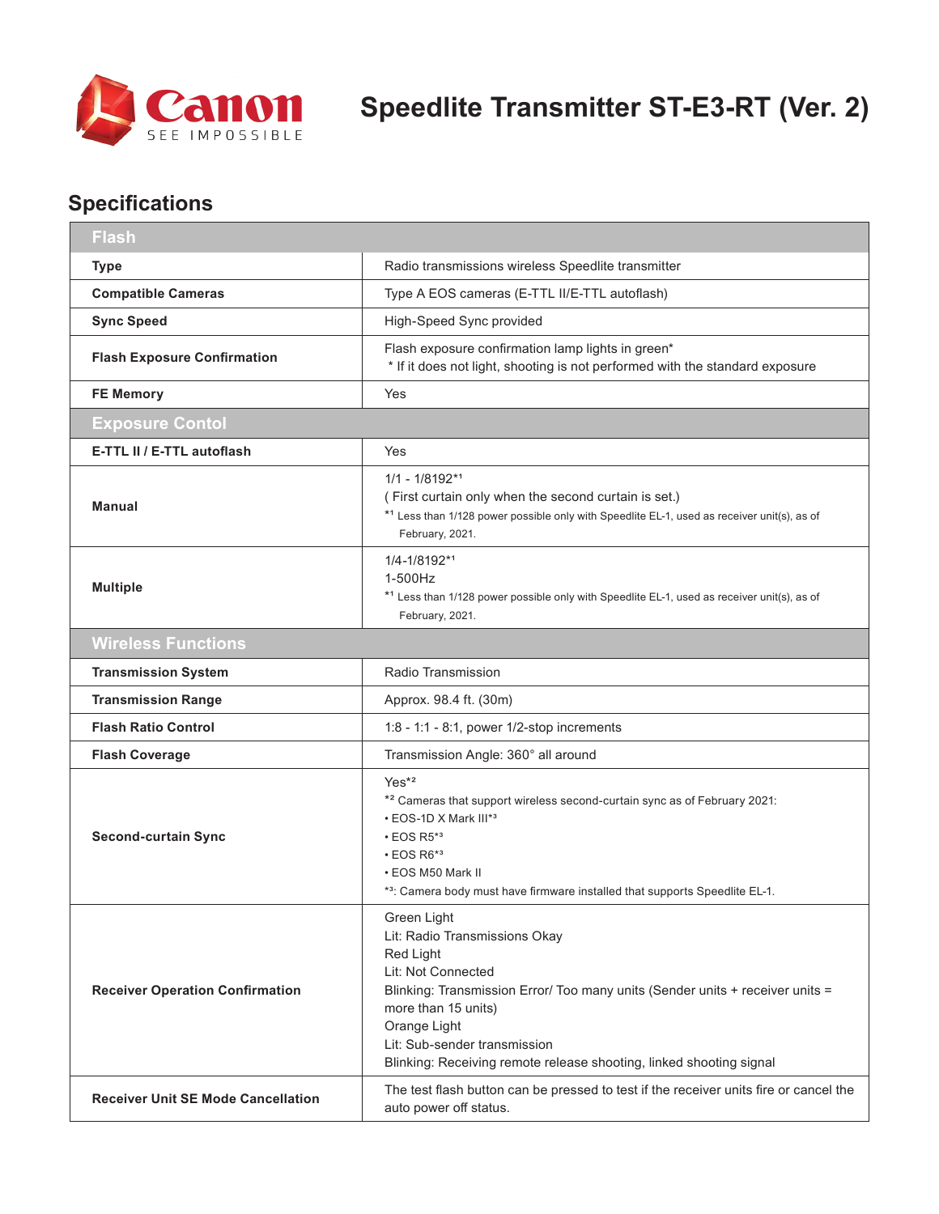# Speedlite Transmitter ST-E3-RT (Ver. 2)

## Specifications

| Flash | |
|---|---|
| **Type** | Radio transmissions wireless Speedlite transmitter |
| **Compatible Cameras** | Type A EOS cameras (E-TTL II/E-TTL autoflash) |
| **Sync Speed** | High-Speed Sync provided |
| **Flash Exposure Confirmation** | Flash exposure confirmation lamp lights in green*<br>* If it does not light, shooting is not performed with the standard exposure |
| **FE Memory** | Yes |
| **Exposure Contol** | |
| **E-TTL II / E-TTL autoflash** | Yes |
| **Manual** | 1/1 - 1/8192*1<br>( First curtain only when the second curtain is set.)<br>*1 Less than 1/128 power possible only with Speedlite EL-1, used as receiver unit(s), as of February, 2021. |
| **Multiple** | 1/4-1/8192*1<br>1-500Hz<br>*1 Less than 1/128 power possible only with Speedlite EL-1, used as receiver unit(s), as of February, 2021. |
| **Wireless Functions** | |
| **Transmission System** | Radio Transmission |
| **Transmission Range** | Approx. 98.4 ft. (30m) |
| **Flash Ratio Control** | 1:8 - 1:1 - 8:1, power 1/2-stop increments |
| **Flash Coverage** | Transmission Angle: 360° all around |
| **Second-curtain Sync** | Yes*2<br>*2 Cameras that support wireless second-curtain sync as of February 2021:<br>• EOS-1D X Mark III*3<br>• EOS R5*3<br>• EOS R6*3<br>• EOS M50 Mark II<br>*3: Camera body must have firmware installed that supports Speedlite EL-1. |
| **Receiver Operation Confirmation** | Green Light<br>Lit: Radio Transmissions Okay<br>Red Light<br>Lit: Not Connected<br>Blinking: Transmission Error/ Too many units (Sender units + receiver units = more than 15 units)<br>Orange Light<br>Lit: Sub-sender transmission<br>Blinking: Receiving remote release shooting, linked shooting signal |
| **Receiver Unit SE Mode Cancellation** | The test flash button can be pressed to test if the receiver units fire or cancel the auto power off status. |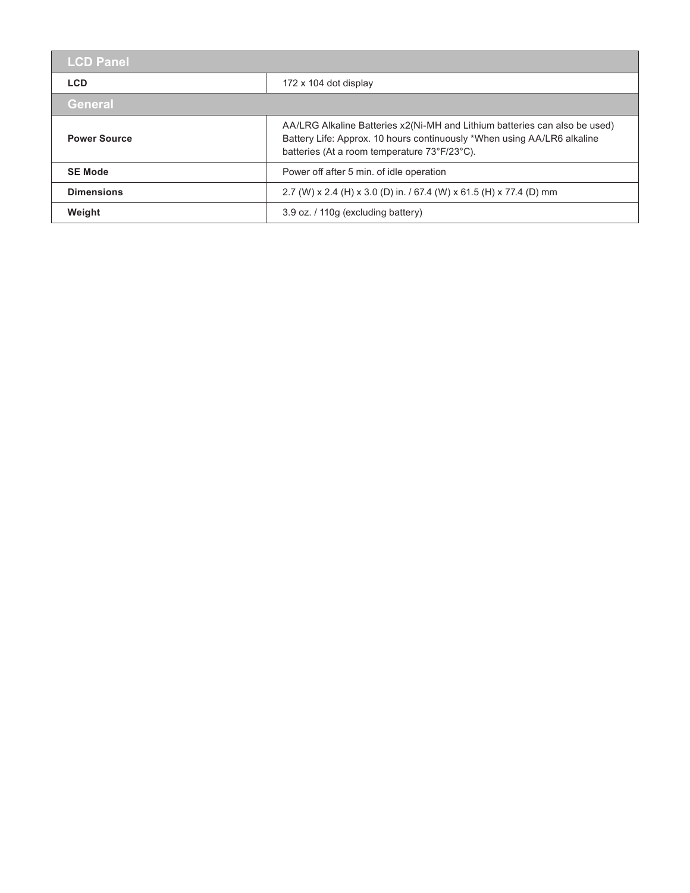| LCD Panel | |
|---|---|
| **LCD** | 172 x 104 dot display |
| **General** | |
| **Power Source** | AA/LRG Alkaline Batteries x2(Ni-MH and Lithium batteries can also be used) Battery Life: Approx. 10 hours continuously *When using AA/LR6 alkaline batteries (At a room temperature 73°F/23°C). |
| **SE Mode** | Power off after 5 min. of idle operation |
| **Dimensions** | 2.7 (W) x 2.4 (H) x 3.0 (D) in. / 67.4 (W) x 61.5 (H) x 77.4 (D) mm |
| **Weight** | 3.9 oz. / 110g (excluding battery) |